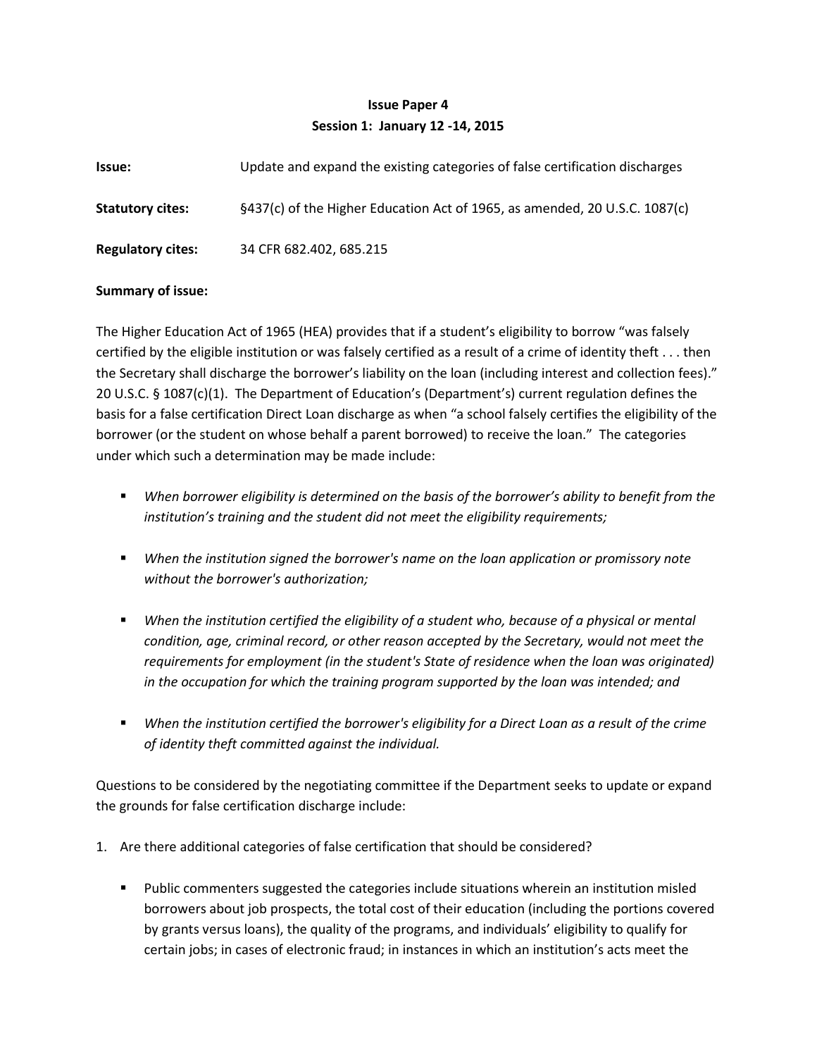**Issue Paper 4**

**Session 1: January 12 -14, 2015**

**Issue:** Update and expand the existing categories of false certification discharges

**Statutory cites:** §437(c) of the Higher Education Act of 1965, as amended, 20 U.S.C. 1087(c)

**Regulatory cites:** 34 CFR 682.402, 685.215

**Summary of issue:**

The Higher Education Act of 1965 (HEA) provides that if a student's eligibility to borrow "was falsely certified by the eligible institution or was falsely certified as a result of a crime of identity theft . . . then the Secretary shall discharge the borrower's liability on the loan (including interest and collection fees)." 20 U.S.C. § 1087(c)(1). The Department of Education's (Department's) current regulation defines the basis for a false certification Direct Loan discharge as when "a school falsely certifies the eligibility of the borrower (or the student on whose behalf a parent borrowed) to receive the loan." The categories under which such a determination may be made include:

- *When borrower eligibility is determined on the basis of the borrower's ability to benefit from the institution's training and the student did not meet the eligibility requirements;*
- *When the institution signed the borrower's name on the loan application or promissory note without the borrower's authorization;*
- *When the institution certified the eligibility of a student who, because of a physical or mental condition, age, criminal record, or other reason accepted by the Secretary, would not meet the requirements for employment (in the student's State of residence when the loan was originated) in the occupation for which the training program supported by the loan was intended; and*
- *When the institution certified the borrower's eligibility for a Direct Loan as a result of the crime of identity theft committed against the individual.*

Questions to be considered by the negotiating committee if the Department seeks to update or expand the grounds for false certification discharge include:

1. Are there additional categories of false certification that should be considered?
   - Public commenters suggested the categories include situations wherein an institution misled borrowers about job prospects, the total cost of their education (including the portions covered by grants versus loans), the quality of the programs, and individuals' eligibility to qualify for certain jobs; in cases of electronic fraud; in instances in which an institution's acts meet the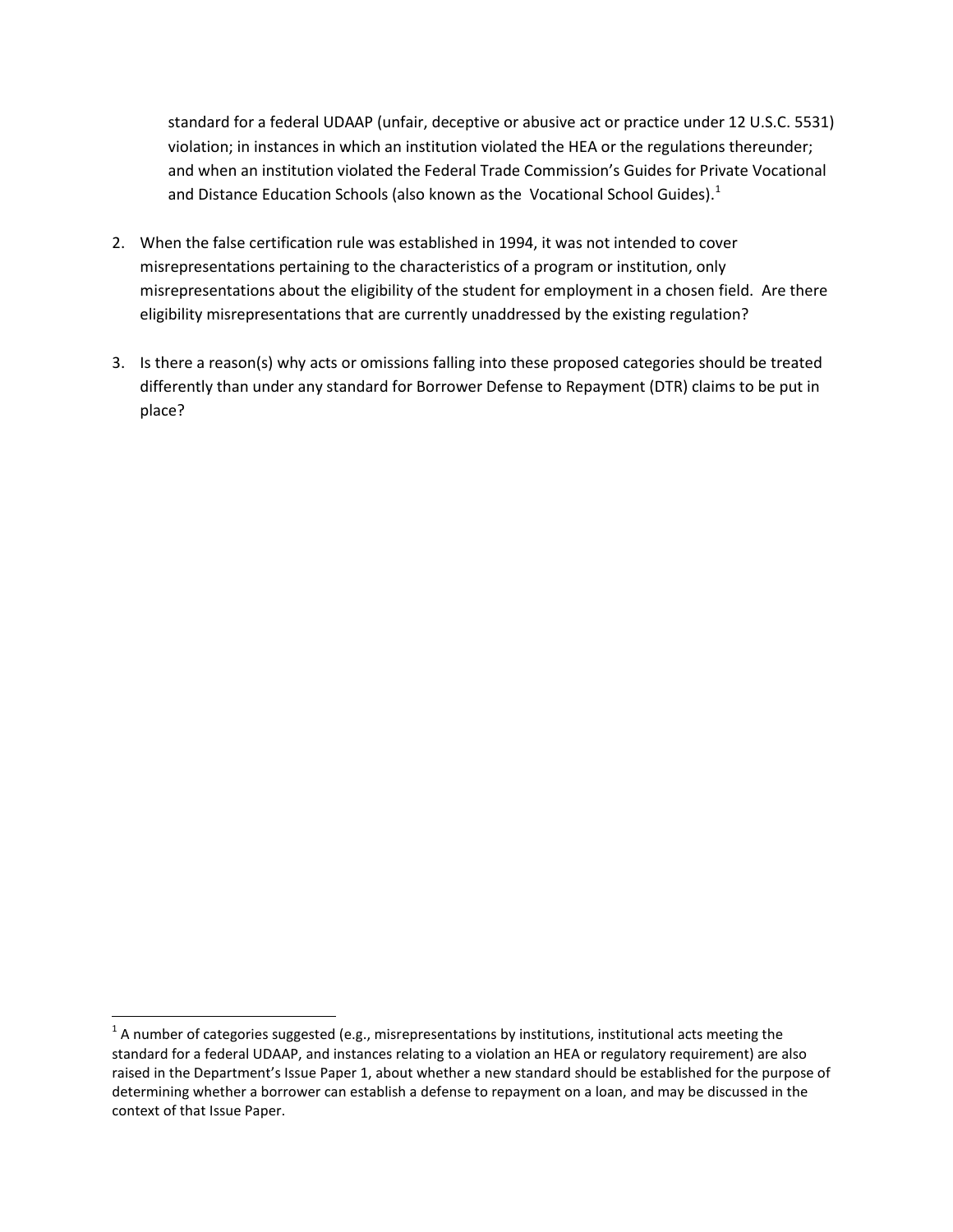standard for a federal UDAAP (unfair, deceptive or abusive act or practice under 12 U.S.C. 5531) violation; in instances in which an institution violated the HEA or the regulations thereunder; and when an institution violated the Federal Trade Commission's Guides for Private Vocational and Distance Education Schools (also known as the Vocational School Guides).[1]

2. When the false certification rule was established in 1994, it was not intended to cover misrepresentations pertaining to the characteristics of a program or institution, only misrepresentations about the eligibility of the student for employment in a chosen field. Are there eligibility misrepresentations that are currently unaddressed by the existing regulation?

3. Is there a reason(s) why acts or omissions falling into these proposed categories should be treated differently than under any standard for Borrower Defense to Repayment (DTR) claims to be put in place?

---

[1] A number of categories suggested (e.g., misrepresentations by institutions, institutional acts meeting the standard for a federal UDAAP, and instances relating to a violation an HEA or regulatory requirement) are also raised in the Department's Issue Paper 1, about whether a new standard should be established for the purpose of determining whether a borrower can establish a defense to repayment on a loan, and may be discussed in the context of that Issue Paper.